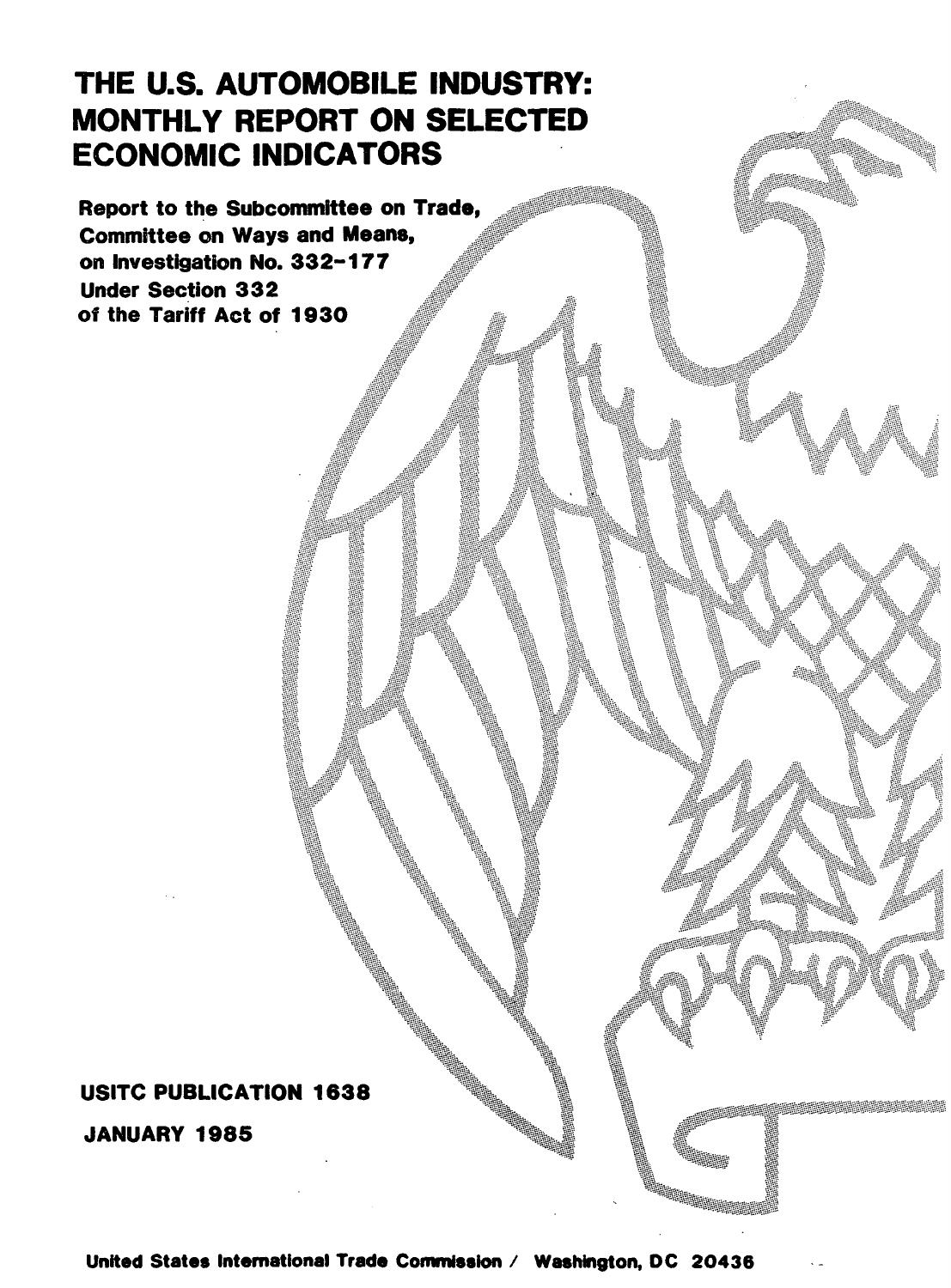# THE U.S. AUTOMOBILE INDUSTRY: MONTHLY REPORT ON SELECTED ECONOMIC INDICATORS

**Report to the Subcommittee on Trade, Committee on Ways and Means, on Investigation No. 332-177 Under Section 332 of the Tariff Act of 1930**

**USITC PUBLICATION 1638**

**JANUARY 1985**

**United States International Trade Commission / Washington, DC 20436**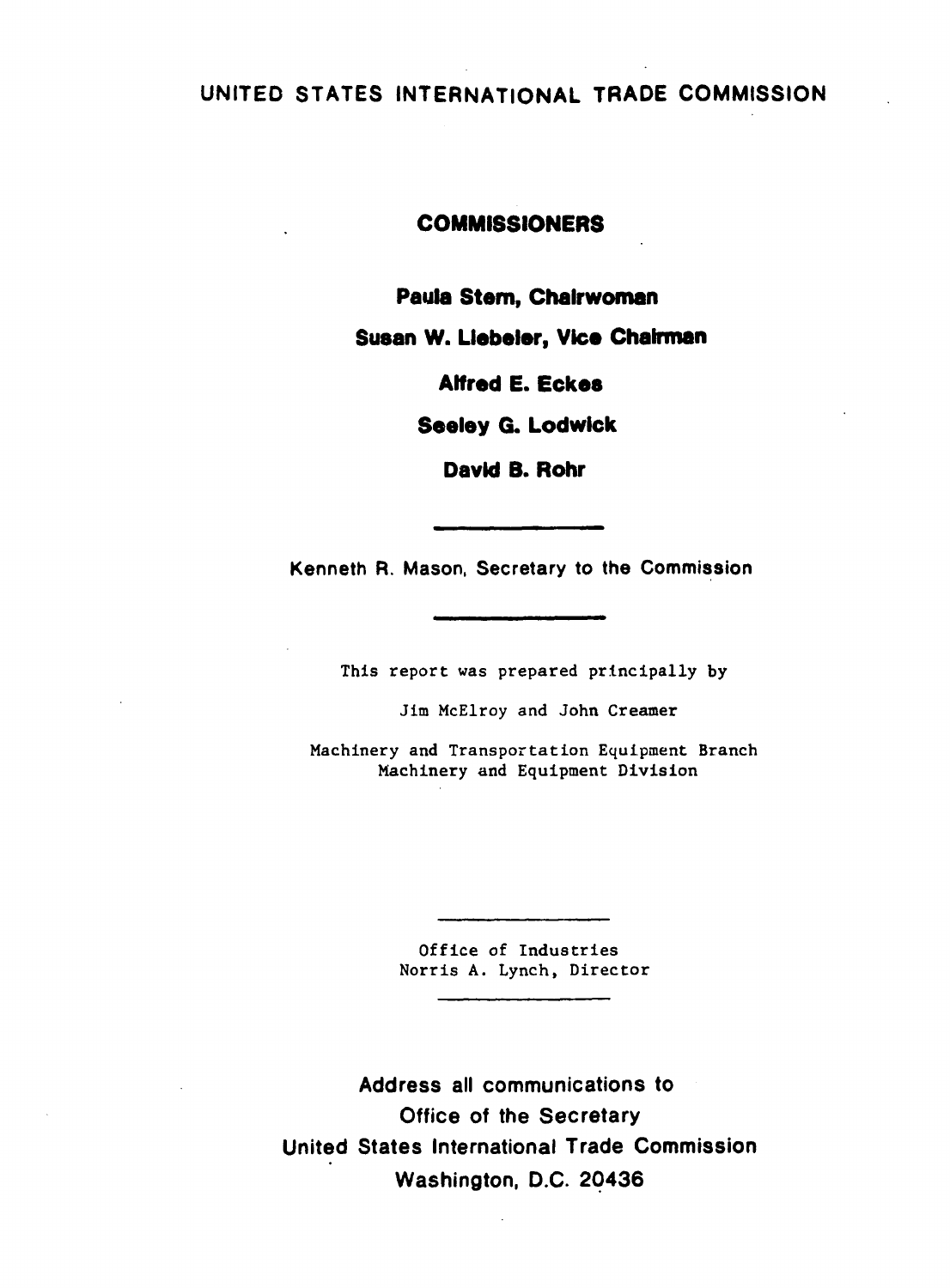# UNITED STATES INTERNATIONAL TRADE COMMISSION

## COMMISSIONERS

**Paula Stern, Chairwoman**

**Susan W. Liebeler, Vice Chairman**

**Alfred E. Eckes**

**Seeley G. Lodwick**

**David B. Rohr**

---

Kenneth R. Mason, Secretary to the Commission

---

This report was prepared principally by

Jim McElroy and John Creamer

Machinery and Transportation Equipment Branch
Machinery and Equipment Division

---

Office of Industries
Norris A. Lynch, Director

---

Address all communications to
Office of the Secretary
United States International Trade Commission
Washington, D.C. 20436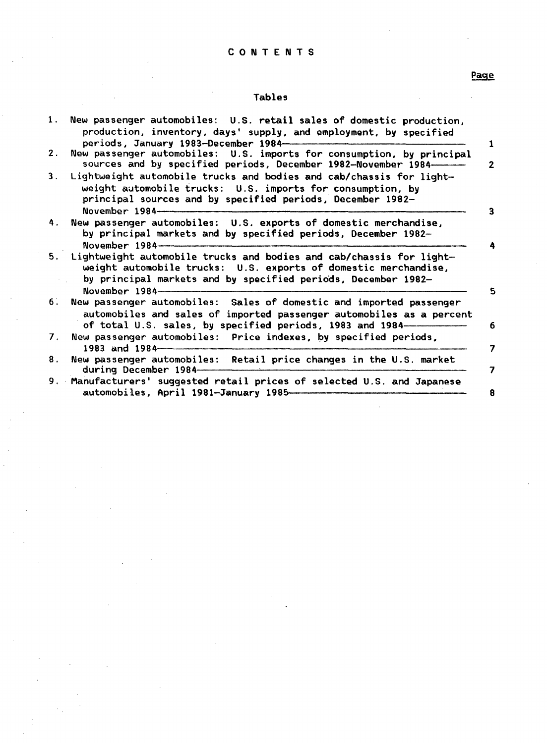# CONTENTS

| | Page |
|---|---|
| **Tables** | |
| 1. New passenger automobiles: U.S. retail sales of domestic production, production, inventory, days' supply, and employment, by specified periods, January 1983–December 1984 | 1 |
| 2. New passenger automobiles: U.S. imports for consumption, by principal sources and by specified periods, December 1982–November 1984 | 2 |
| 3. Lightweight automobile trucks and bodies and cab/chassis for lightweight automobile trucks: U.S. imports for consumption, by principal sources and by specified periods, December 1982–November 1984 | 3 |
| 4. New passenger automobiles: U.S. exports of domestic merchandise, by principal markets and by specified periods, December 1982–November 1984 | 4 |
| 5. Lightweight automobile trucks and bodies and cab/chassis for lightweight automobile trucks: U.S. exports of domestic merchandise, by principal markets and by specified periods, December 1982–November 1984 | 5 |
| 6. New passenger automobiles: Sales of domestic and imported passenger automobiles and sales of imported passenger automobiles as a percent of total U.S. sales, by specified periods, 1983 and 1984 | 6 |
| 7. New passenger automobiles: Price indexes, by specified periods, 1983 and 1984 | 7 |
| 8. New passenger automobiles: Retail price changes in the U.S. market during December 1984 | 7 |
| 9. Manufacturers' suggested retail prices of selected U.S. and Japanese automobiles, April 1981–January 1985 | 8 |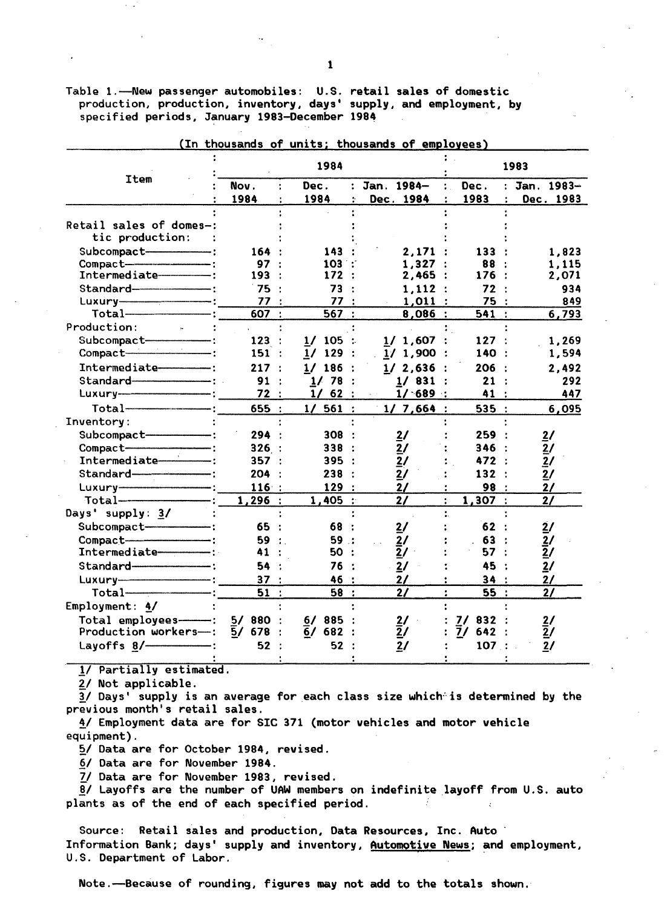Table 1.—New passenger automobiles: U.S. retail sales of domestic production, production, inventory, days' supply, and employment, by specified periods, January 1983–December 1984

(In thousands of units; thousands of employees)

| Item | 1984 | | | 1983 | |
|---|---|---|---|---|---|
| | Nov. 1984 | Dec. 1984 | Jan. 1984– Dec. 1984 | Dec. 1983 | Jan. 1983– Dec. 1983 |
| Retail sales of domestic production: | | | | | |
| Subcompact | 164 | 143 | 2,171 | 133 | 1,823 |
| Compact | 97 | 103 | 1,327 | 88 | 1,115 |
| Intermediate | 193 | 172 | 2,465 | 176 | 2,071 |
| Standard | 75 | 73 | 1,112 | 72 | 934 |
| Luxury | 77 | 77 | 1,011 | 75 | 849 |
| Total | 607 | 567 | 8,086 | 541 | 6,793 |
| Production: | | | | | |
| Subcompact | 123 | 1/ 105 | 1/ 1,607 | 127 | 1,269 |
| Compact | 151 | 1/ 129 | 1/ 1,900 | 140 | 1,594 |
| Intermediate | 217 | 1/ 186 | 1/ 2,636 | 206 | 2,492 |
| Standard | 91 | 1/ 78 | 1/ 831 | 21 | 292 |
| Luxury | 72 | 1/ 62 | 1/ 689 | 41 | 447 |
| Total | 655 | 1/ 561 | 1/ 7,664 | 535 | 6,095 |
| Inventory: | | | | | |
| Subcompact | 294 | 308 | 2/ | 259 | 2/ |
| Compact | 326 | 338 | 2/ | 346 | 2/ |
| Intermediate | 357 | 395 | 2/ | 472 | 2/ |
| Standard | 204 | 238 | 2/ | 132 | 2/ |
| Luxury | 116 | 129 | 2/ | 98 | 2/ |
| Total | 1,296 | 1,405 | 2/ | 1,307 | 2/ |
| Days' supply: 3/ | | | | | |
| Subcompact | 65 | 68 | 2/ | 62 | 2/ |
| Compact | 59 | 59 | 2/ | 63 | 2/ |
| Intermediate | 41 | 50 | 2/ | 57 | 2/ |
| Standard | 54 | 76 | 2/ | 45 | 2/ |
| Luxury | 37 | 46 | 2/ | 34 | 2/ |
| Total | 51 | 58 | 2/ | 55 | 2/ |
| Employment: 4/ | | | | | |
| Total employees | 5/ 880 | 6/ 885 | 2/ | 7/ 832 | 2/ |
| Production workers | 5/ 678 | 6/ 682 | 2/ | 7/ 642 | 2/ |
| Layoffs 8/ | 52 | 52 | 2/ | 107 | 2/ |

1/ Partially estimated.

2/ Not applicable.

3/ Days' supply is an average for each class size which is determined by the previous month's retail sales.

4/ Employment data are for SIC 371 (motor vehicles and motor vehicle equipment).

5/ Data are for October 1984, revised.

6/ Data are for November 1984.

7/ Data are for November 1983, revised.

8/ Layoffs are the number of UAW members on indefinite layoff from U.S. auto plants as of the end of each specified period.

Source: Retail sales and production, Data Resources, Inc. Auto Information Bank; days' supply and inventory, *Automotive News*; and employment, U.S. Department of Labor.

Note.—Because of rounding, figures may not add to the totals shown.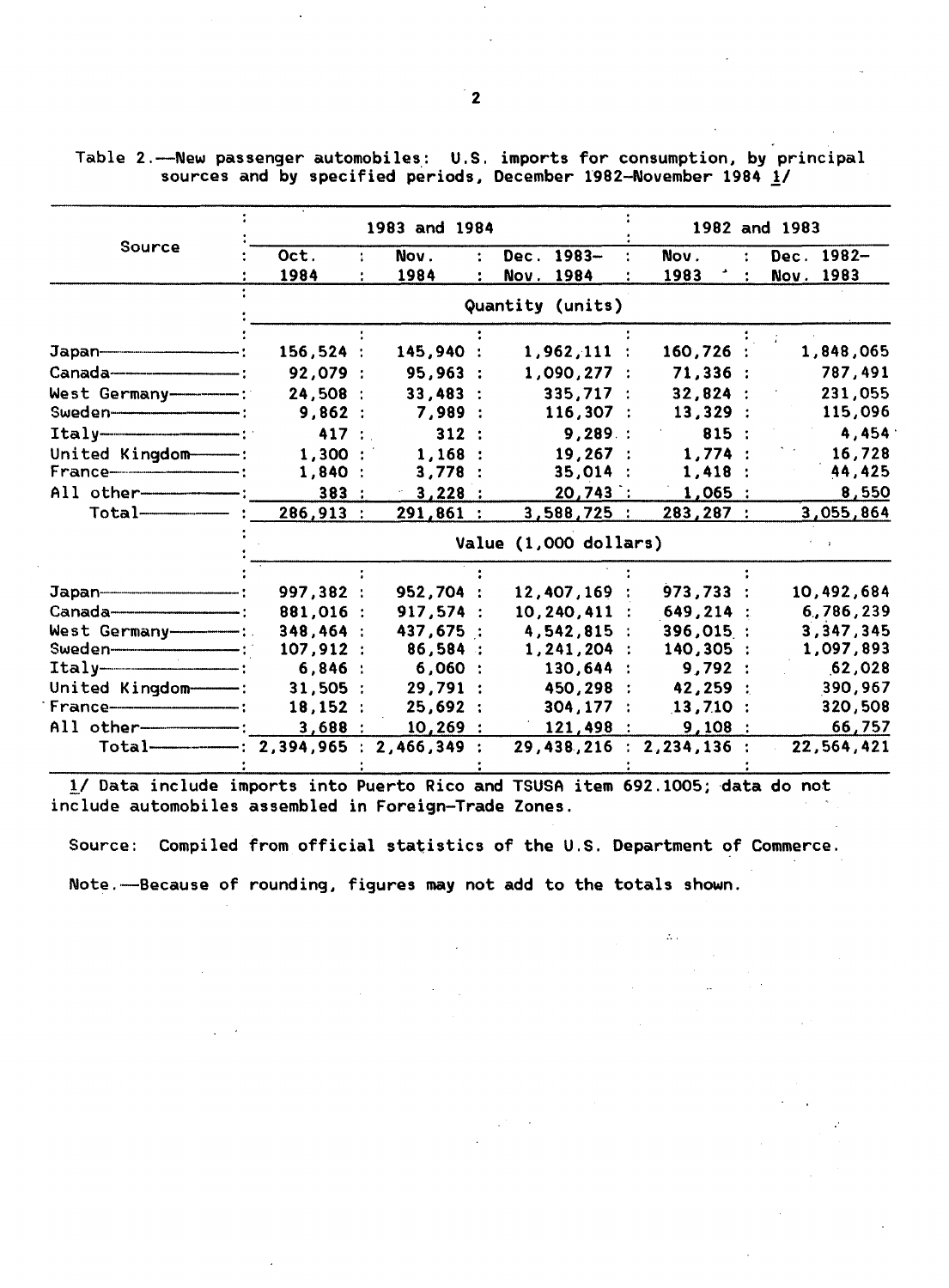Table 2.—New passenger automobiles: U.S. imports for consumption, by principal sources and by specified periods, December 1982–November 1984 1/

| Source | 1983 and 1984 | | | 1982 and 1983 | |
|---|---|---|---|---|---|
| | Oct. 1984 | Nov. 1984 | Dec. 1983– Nov. 1984 | Nov. 1983 | Dec. 1982– Nov. 1983 |
| | Quantity (units) | | | | |
| Japan | 156,524 | 145,940 | 1,962,111 | 160,726 | 1,848,065 |
| Canada | 92,079 | 95,963 | 1,090,277 | 71,336 | 787,491 |
| West Germany | 24,508 | 33,483 | 335,717 | 32,824 | 231,055 |
| Sweden | 9,862 | 7,989 | 116,307 | 13,329 | 115,096 |
| Italy | 417 | 312 | 9,289 | 815 | 4,454 |
| United Kingdom | 1,300 | 1,168 | 19,267 | 1,774 | 16,728 |
| France | 1,840 | 3,778 | 35,014 | 1,418 | 44,425 |
| All other | 383 | 3,228 | 20,743 | 1,065 | 8,550 |
| Total | 286,913 | 291,861 | 3,588,725 | 283,287 | 3,055,864 |
| | Value (1,000 dollars) | | | | |
| Japan | 997,382 | 952,704 | 12,407,169 | 973,733 | 10,492,684 |
| Canada | 881,016 | 917,574 | 10,240,411 | 649,214 | 6,786,239 |
| West Germany | 348,464 | 437,675 | 4,542,815 | 396,015 | 3,347,345 |
| Sweden | 107,912 | 86,584 | 1,241,204 | 140,305 | 1,097,893 |
| Italy | 6,846 | 6,060 | 130,644 | 9,792 | 62,028 |
| United Kingdom | 31,505 | 29,791 | 450,298 | 42,259 | 390,967 |
| France | 18,152 | 25,692 | 304,177 | 13,710 | 320,508 |
| All other | 3,688 | 10,269 | 121,498 | 9,108 | 66,757 |
| Total | 2,394,965 | 2,466,349 | 29,438,216 | 2,234,136 | 22,564,421 |

1/ Data include imports into Puerto Rico and TSUSA item 692.1005; data do not include automobiles assembled in Foreign-Trade Zones.

Source: Compiled from official statistics of the U.S. Department of Commerce.

Note.—Because of rounding, figures may not add to the totals shown.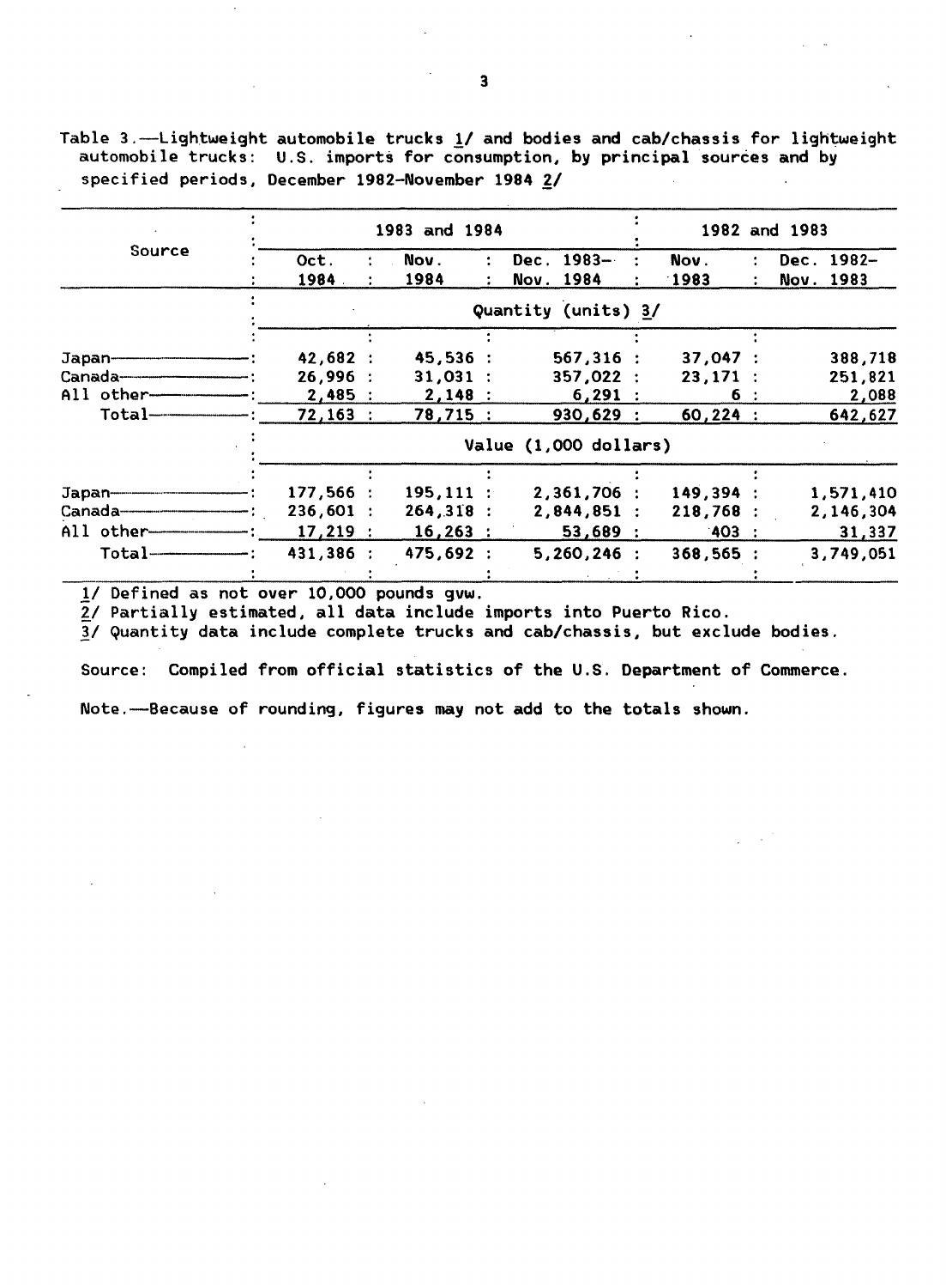Table 3.—Lightweight automobile trucks 1/ and bodies and cab/chassis for lightweight automobile trucks: U.S. imports for consumption, by principal sources and by specified periods, December 1982–November 1984 2/

| Source | 1983 and 1984 | | | 1982 and 1983 | |
|---|---|---|---|---|---|
| | Oct. 1984 | Nov. 1984 | Dec. 1983–Nov. 1984 | Nov. 1983 | Dec. 1982–Nov. 1983 |
| | Quantity (units) 3/ | | | | |
| Japan | 42,682 | 45,536 | 567,316 | 37,047 | 388,718 |
| Canada | 26,996 | 31,031 | 357,022 | 23,171 | 251,821 |
| All other | 2,485 | 2,148 | 6,291 | 6 | 2,088 |
| Total | 72,163 | 78,715 | 930,629 | 60,224 | 642,627 |
| | Value (1,000 dollars) | | | | |
| Japan | 177,566 | 195,111 | 2,361,706 | 149,394 | 1,571,410 |
| Canada | 236,601 | 264,318 | 2,844,851 | 218,768 | 2,146,304 |
| All other | 17,219 | 16,263 | 53,689 | 403 | 31,337 |
| Total | 431,386 | 475,692 | 5,260,246 | 368,565 | 3,749,051 |

1/ Defined as not over 10,000 pounds gvw.
2/ Partially estimated, all data include imports into Puerto Rico.
3/ Quantity data include complete trucks and cab/chassis, but exclude bodies.

Source: Compiled from official statistics of the U.S. Department of Commerce.

Note.—Because of rounding, figures may not add to the totals shown.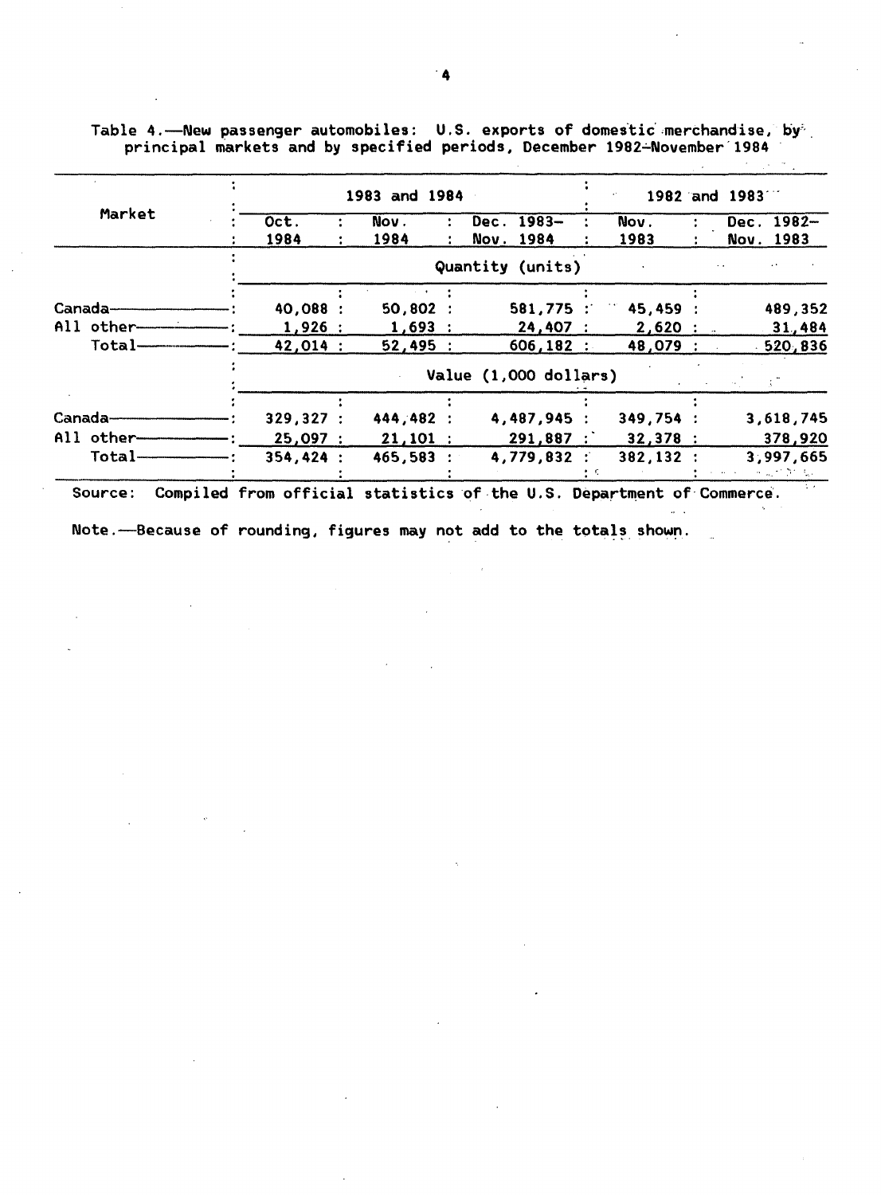Table 4.—New passenger automobiles: U.S. exports of domestic merchandise, by principal markets and by specified periods, December 1982–November 1984

| Market | 1983 and 1984 | | | 1982 and 1983 | |
|---|---|---|---|---|---|
| | Oct. 1984 | Nov. 1984 | Dec. 1983–Nov. 1984 | Nov. 1983 | Dec. 1982–Nov. 1983 |
| | Quantity (units) | | | | |
| Canada | 40,088 | 50,802 | 581,775 | 45,459 | 489,352 |
| All other | 1,926 | 1,693 | 24,407 | 2,620 | 31,484 |
| Total | 42,014 | 52,495 | 606,182 | 48,079 | 520,836 |
| | Value (1,000 dollars) | | | | |
| Canada | 329,327 | 444,482 | 4,487,945 | 349,754 | 3,618,745 |
| All other | 25,097 | 21,101 | 291,887 | 32,378 | 378,920 |
| Total | 354,424 | 465,583 | 4,779,832 | 382,132 | 3,997,665 |

Source: Compiled from official statistics of the U.S. Department of Commerce.

Note.—Because of rounding, figures may not add to the totals shown.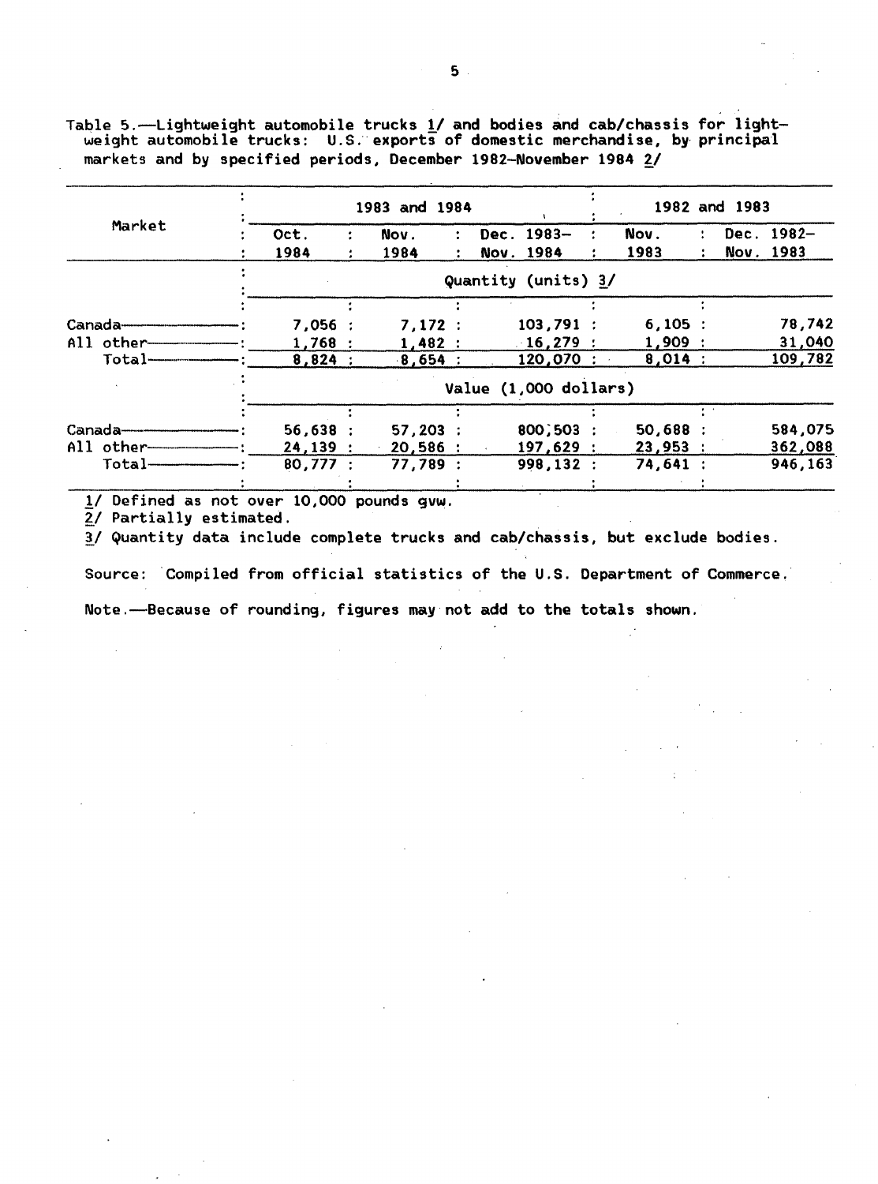Table 5.—Lightweight automobile trucks 1/ and bodies and cab/chassis for lightweight automobile trucks: U.S. exports of domestic merchandise, by principal markets and by specified periods, December 1982–November 1984 2/

| Market | 1983 and 1984 | | | 1982 and 1983 | |
|---|---|---|---|---|---|
| | Oct. 1984 | Nov. 1984 | Dec. 1983– Nov. 1984 | Nov. 1983 | Dec. 1982– Nov. 1983 |
| | Quantity (units) 3/ | | | | |
| Canada | 7,056 | 7,172 | 103,791 | 6,105 | 78,742 |
| All other | 1,768 | 1,482 | 16,279 | 1,909 | 31,040 |
| Total | 8,824 | 8,654 | 120,070 | 8,014 | 109,782 |
| | Value (1,000 dollars) | | | | |
| Canada | 56,638 | 57,203 | 800,503 | 50,688 | 584,075 |
| All other | 24,139 | 20,586 | 197,629 | 23,953 | 362,088 |
| Total | 80,777 | 77,789 | 998,132 | 74,641 | 946,163 |

1/ Defined as not over 10,000 pounds gvw.

2/ Partially estimated.

3/ Quantity data include complete trucks and cab/chassis, but exclude bodies.

Source: Compiled from official statistics of the U.S. Department of Commerce.

Note.—Because of rounding, figures may not add to the totals shown.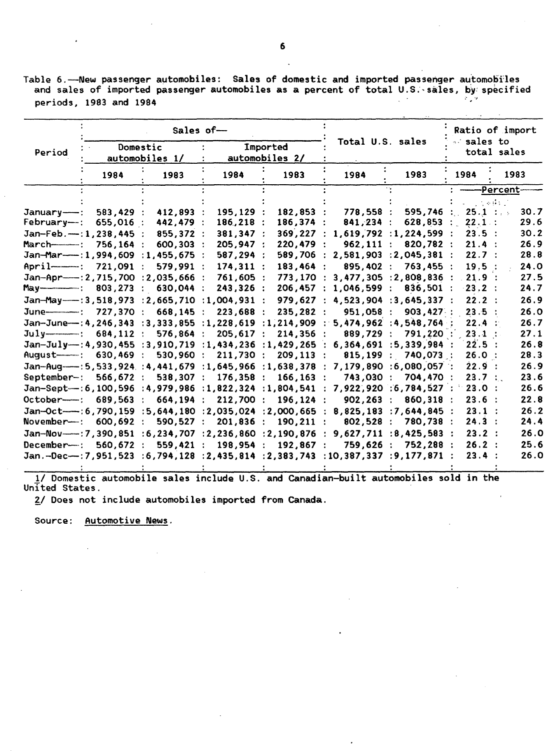Table 6.—New passenger automobiles: Sales of domestic and imported passenger automobiles and sales of imported passenger automobiles as a percent of total U.S. sales, by specified periods, 1983 and 1984

| Period | Sales of— | | | | Total U.S. sales | | Ratio of import sales to total sales | |
|---|---|---|---|---|---|---|---|---|
| | Domestic automobiles 1/ | | Imported automobiles 2/ | | | | | |
| | 1984 | 1983 | 1984 | 1983 | 1984 | 1983 | 1984 | 1983 |
| | | | | | | | Percent | |
| January | 583,429 | 412,893 | 195,129 | 182,853 | 778,558 | 595,746 | 25.1 | 30.7 |
| February | 655,016 | 442,479 | 186,218 | 186,374 | 841,234 | 628,853 | 22.1 | 29.6 |
| Jan-Feb. | 1,238,445 | 855,372 | 381,347 | 369,227 | 1,619,792 | 1,224,599 | 23.5 | 30.2 |
| March | 756,164 | 600,303 | 205,947 | 220,479 | 962,111 | 820,782 | 21.4 | 26.9 |
| Jan-Mar | 1,994,609 | 1,455,675 | 587,294 | 589,706 | 2,581,903 | 2,045,381 | 22.7 | 28.8 |
| April | 721,091 | 579,991 | 174,311 | 183,464 | 895,402 | 763,455 | 19.5 | 24.0 |
| Jan-Apr | 2,715,700 | 2,035,666 | 761,605 | 773,170 | 3,477,305 | 2,808,836 | 21.9 | 27.5 |
| May | 803,273 | 630,044 | 243,326 | 206,457 | 1,046,599 | 836,501 | 23.2 | 24.7 |
| Jan-May | 3,518,973 | 2,665,710 | 1,004,931 | 979,627 | 4,523,904 | 3,645,337 | 22.2 | 26.9 |
| June | 727,370 | 668,145 | 223,688 | 235,282 | 951,058 | 903,427 | 23.5 | 26.0 |
| Jan-June | 4,246,343 | 3,333,855 | 1,228,619 | 1,214,909 | 5,474,962 | 4,548,764 | 22.4 | 26.7 |
| July | 684,112 | 576,864 | 205,617 | 214,356 | 889,729 | 791,220 | 23.1 | 27.1 |
| Jan-July | 4,930,455 | 3,910,719 | 1,434,236 | 1,429,265 | 6,364,691 | 5,339,984 | 22.5 | 26.8 |
| August | 630,469 | 530,960 | 211,730 | 209,113 | 815,199 | 740,073 | 26.0 | 28.3 |
| Jan-Aug | 5,533,924 | 4,441,679 | 1,645,966 | 1,638,378 | 7,179,890 | 6,080,057 | 22.9 | 26.9 |
| September | 566,672 | 538,307 | 176,358 | 166,163 | 743,030 | 704,470 | 23.7 | 23.6 |
| Jan-Sept | 6,100,596 | 4,979,986 | 1,822,324 | 1,804,541 | 7,922,920 | 6,784,527 | 23.0 | 26.6 |
| October | 689,563 | 664,194 | 212,700 | 196,124 | 902,263 | 860,318 | 23.6 | 22.8 |
| Jan-Oct | 6,790,159 | 5,644,180 | 2,035,024 | 2,000,665 | 8,825,183 | 7,644,845 | 23.1 | 26.2 |
| November | 600,692 | 590,527 | 201,836 | 190,211 | 802,528 | 780,738 | 24.3 | 24.4 |
| Jan-Nov | 7,390,851 | 6,234,707 | 2,236,860 | 2,190,876 | 9,627,711 | 8,425,583 | 23.2 | 26.0 |
| December | 560,672 | 559,421 | 198,954 | 192,867 | 759,626 | 752,288 | 26.2 | 25.6 |
| Jan.-Dec | 7,951,523 | 6,794,128 | 2,435,814 | 2,383,743 | 10,387,337 | 9,177,871 | 23.4 | 26.0 |

1/ Domestic automobile sales include U.S. and Canadian-built automobiles sold in the United States.

2/ Does not include automobiles imported from Canada.

Source: Automotive News.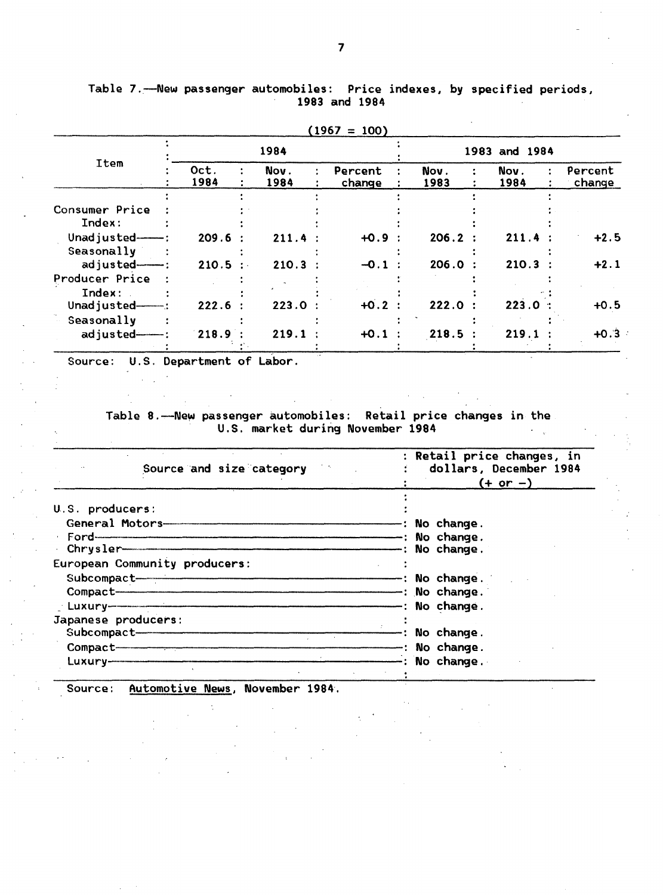Table 7.—New passenger automobiles: Price indexes, by specified periods, 1983 and 1984

(1967 = 100)

| Item | 1984 | | | 1983 and 1984 | | |
|---|---|---|---|---|---|---|
| | Oct. 1984 | Nov. 1984 | Percent change | Nov. 1983 | Nov. 1984 | Percent change |
| Consumer Price Index: | | | | | | |
| Unadjusted | 209.6 | 211.4 | +0.9 | 206.2 | 211.4 | +2.5 |
| Seasonally adjusted | 210.5 | 210.3 | -0.1 | 206.0 | 210.3 | +2.1 |
| Producer Price Index: | | | | | | |
| Unadjusted | 222.6 | 223.0 | +0.2 | 222.0 | 223.0 | +0.5 |
| Seasonally adjusted | 218.9 | 219.1 | +0.1 | 218.5 | 219.1 | +0.3 |

Source: U.S. Department of Labor.

Table 8.—New passenger automobiles: Retail price changes in the U.S. market during November 1984

| Source and size category | Retail price changes, in dollars, December 1984 (+ or -) |
|---|---|
| U.S. producers: | |
| General Motors | No change. |
| Ford | No change. |
| Chrysler | No change. |
| European Community producers: | |
| Subcompact | No change. |
| Compact | No change. |
| Luxury | No change. |
| Japanese producers: | |
| Subcompact | No change. |
| Compact | No change. |
| Luxury | No change. |

Source: *Automotive News*, November 1984.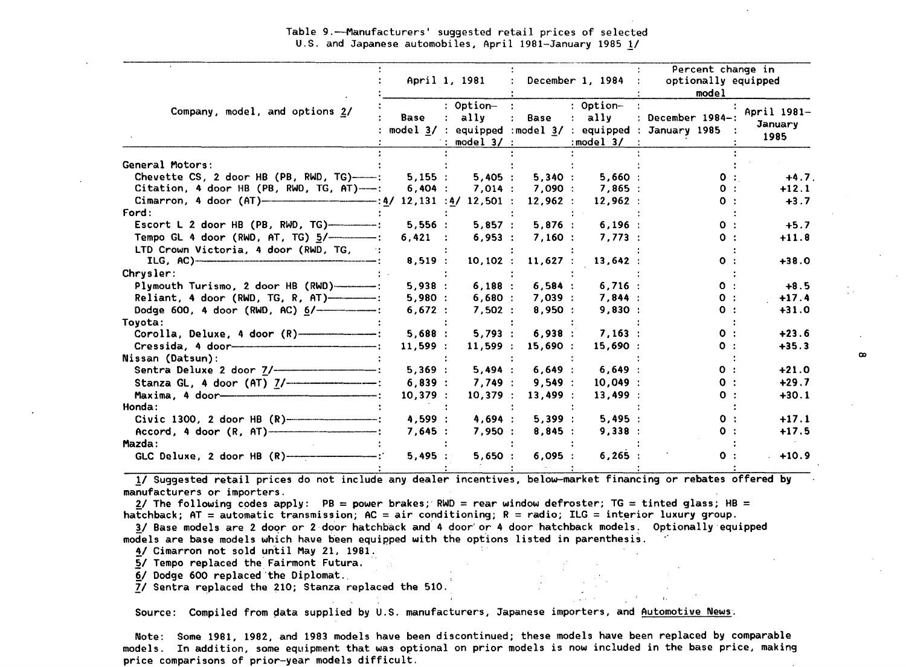Table 9.—Manufacturers' suggested retail prices of selected U.S. and Japanese automobiles, April 1981–January 1985 1/

| Company, model, and options 2/ | April 1, 1981 | | December 1, 1984 | | Percent change in optionally equipped model | |
|---|---|---|---|---|---|---|
| | Base model 3/ | Optionally equipped model 3/ | Base model 3/ | Optionally equipped model 3/ | December 1984–January 1985 | April 1981–January 1985 |
| General Motors: | | | | | | |
| Chevette CS, 2 door HB (PB, RWD, TG) | 5,155 | 5,405 | 5,340 | 5,660 | 0 | +4.7 |
| Citation, 4 door HB (PB, RWD, TG, AT) | 6,404 | 7,014 | 7,090 | 7,865 | 0 | +12.1 |
| Cimarron, 4 door (AT) | 4/ 12,131 | 4/ 12,501 | 12,962 | 12,962 | 0 | +3.7 |
| Ford: | | | | | | |
| Escort L 2 door HB (PB, RWD, TG) | 5,556 | 5,857 | 5,876 | 6,196 | 0 | +5.7 |
| Tempo GL 4 door (RWD, AT, TG) 5/ | 6,421 | 6,953 | 7,160 | 7,773 | 0 | +11.8 |
| LTD Crown Victoria, 4 door (RWD, TG, ILG, AC) | 8,519 | 10,102 | 11,627 | 13,642 | 0 | +38.0 |
| Chrysler: | | | | | | |
| Plymouth Turismo, 2 door HB (RWD) | 5,938 | 6,188 | 6,584 | 6,716 | 0 | +8.5 |
| Reliant, 4 door (RWD, TG, R, AT) | 5,980 | 6,680 | 7,039 | 7,844 | 0 | +17.4 |
| Dodge 600, 4 door (RWD, AC) 6/ | 6,672 | 7,502 | 8,950 | 9,830 | 0 | +31.0 |
| Toyota: | | | | | | |
| Corolla, Deluxe, 4 door (R) | 5,688 | 5,793 | 6,938 | 7,163 | 0 | +23.6 |
| Cressida, 4 door | 11,599 | 11,599 | 15,690 | 15,690 | 0 | +35.3 |
| Nissan (Datsun): | | | | | | |
| Sentra Deluxe 2 door 7/ | 5,369 | 5,494 | 6,649 | 6,649 | 0 | +21.0 |
| Stanza GL, 4 door (AT) 7/ | 6,839 | 7,749 | 9,549 | 10,049 | 0 | +29.7 |
| Maxima, 4 door | 10,379 | 10,379 | 13,499 | 13,499 | 0 | +30.1 |
| Honda: | | | | | | |
| Civic 1300, 2 door HB (R) | 4,599 | 4,694 | 5,399 | 5,495 | 0 | +17.1 |
| Accord, 4 door (R, AT) | 7,645 | 7,950 | 8,845 | 9,338 | 0 | +17.5 |
| Mazda: | | | | | | |
| GLC Deluxe, 2 door HB (R) | 5,495 | 5,650 | 6,095 | 6,265 | 0 | +10.9 |

1/ Suggested retail prices do not include any dealer incentives, below-market financing or rebates offered by manufacturers or importers.

2/ The following codes apply: PB = power brakes; RWD = rear window defroster; TG = tinted glass; HB = hatchback; AT = automatic transmission; AC = air conditioning; R = radio; ILG = interior luxury group.

3/ Base models are 2 door or 2 door hatchback and 4 door or 4 door hatchback models. Optionally equipped models are base models which have been equipped with the options listed in parenthesis.

4/ Cimarron not sold until May 21, 1981.

5/ Tempo replaced the Fairmont Futura.

6/ Dodge 600 replaced the Diplomat.

7/ Sentra replaced the 210; Stanza replaced the 510.

Source: Compiled from data supplied by U.S. manufacturers, Japanese importers, and Automotive News.

Note: Some 1981, 1982, and 1983 models have been discontinued; these models have been replaced by comparable models. In addition, some equipment that was optional on prior models is now included in the base price, making price comparisons of prior-year models difficult.